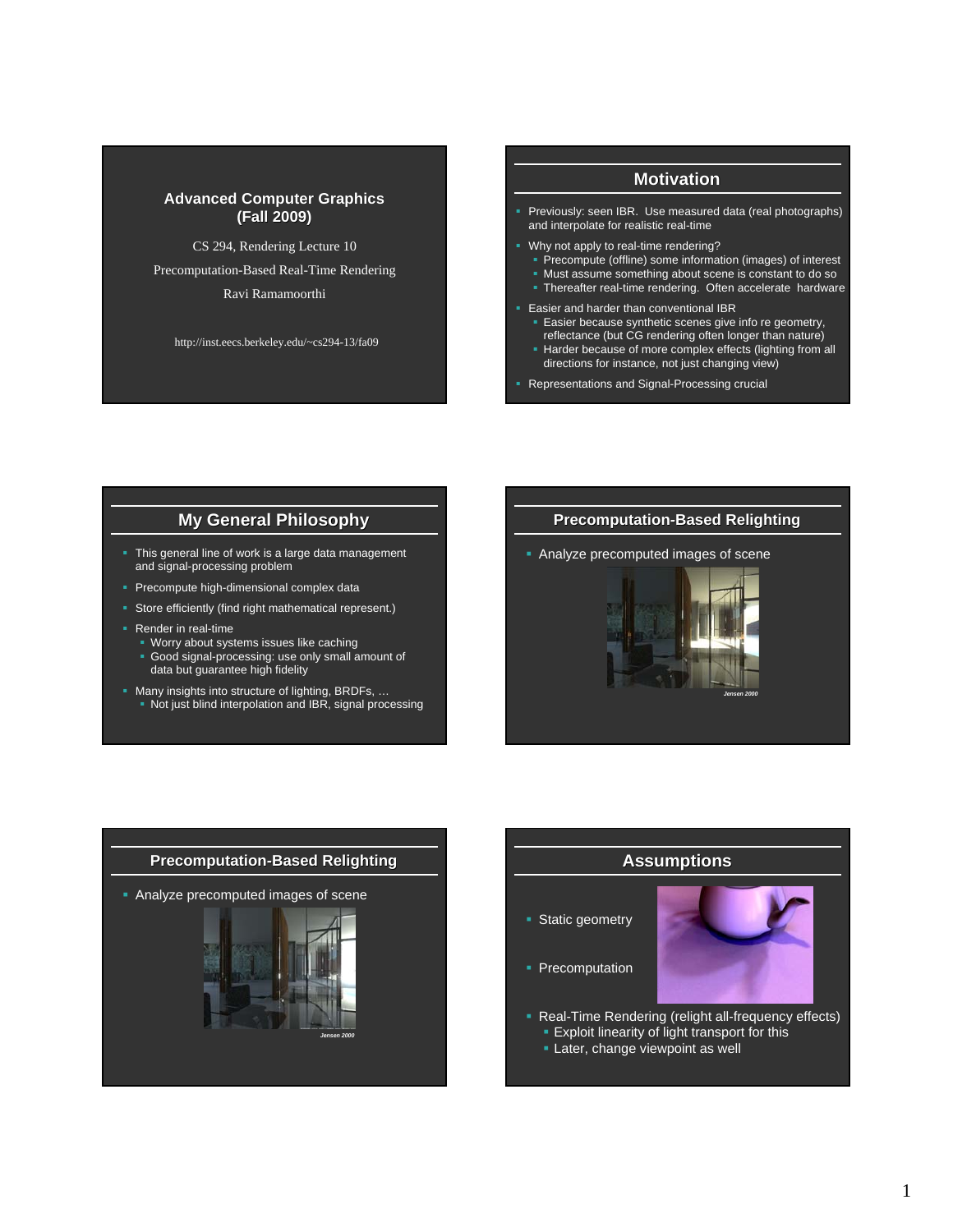## Advanced Computer Graphics (Fall 2009)

CS 294, Rendering Lecture 10

Precomputation-Based Real-Time Rendering

Ravi Ramamoorthi

http://inst.eecs.berkeley.edu/~cs294-13/fa09

## Motivation

- Previously: seen IBR. Use measured data (real photographs) and interpolate for realistic real-time
- Why not apply to real-time rendering?
  - Precompute (offline) some information (images) of interest
  - Must assume something about scene is constant to do so
  - Thereafter real-time rendering. Often accelerate hardware
- Easier and harder than conventional IBR
  - Easier because synthetic scenes give info re geometry, reflectance (but CG rendering often longer than nature)
  - Harder because of more complex effects (lighting from all directions for instance, not just changing view)
- Representations and Signal-Processing crucial

## My General Philosophy

- This general line of work is a large data management and signal-processing problem
- Precompute high-dimensional complex data
- Store efficiently (find right mathematical represent.)
- Render in real-time
  - Worry about systems issues like caching
  - Good signal-processing: use only small amount of data but guarantee high fidelity
- Many insights into structure of lighting, BRDFs, …
  - Not just blind interpolation and IBR, signal processing

## Precomputation-Based Relighting

- Analyze precomputed images of scene

*Jensen 2000*

## Precomputation-Based Relighting

- Analyze precomputed images of scene

*Jensen 2000*

## Assumptions

- Static geometry
- Precomputation
- Real-Time Rendering (relight all-frequency effects)
  - Exploit linearity of light transport for this
  - Later, change viewpoint as well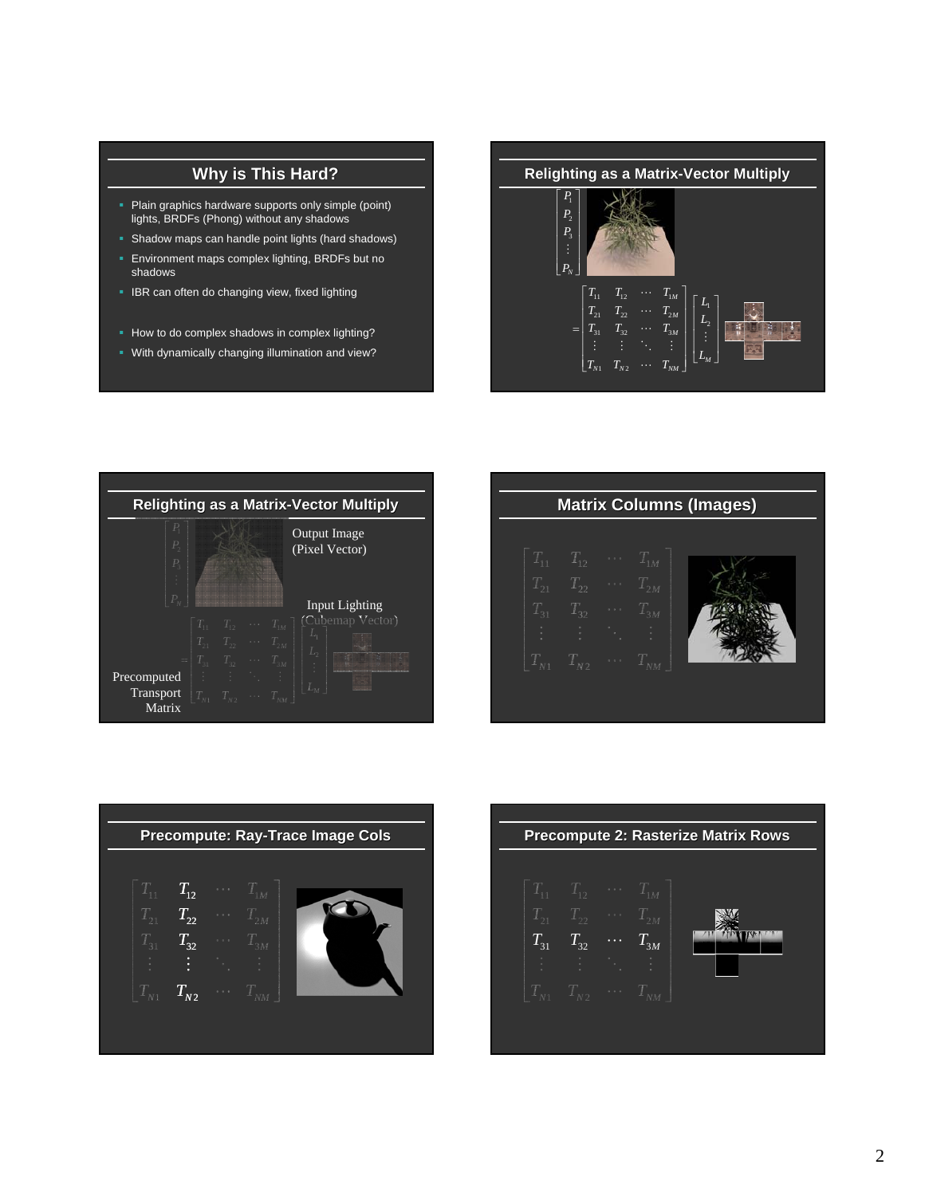## Why is This Hard?

- Plain graphics hardware supports only simple (point) lights, BRDFs (Phong) without any shadows
- Shadow maps can handle point lights (hard shadows)
- Environment maps complex lighting, BRDFs but no shadows
- IBR can often do changing view, fixed lighting
- How to do complex shadows in complex lighting?
- With dynamically changing illumination and view?

## Relighting as a Matrix-Vector Multiply

$$\begin{bmatrix} P_1 \\ P_2 \\ P_3 \\ \vdots \\ P_N \end{bmatrix} = \begin{bmatrix} T_{11} & T_{12} & \cdots & T_{1M} \\ T_{21} & T_{22} & \cdots & T_{2M} \\ T_{31} & T_{32} & \cdots & T_{3M} \\ \vdots & \vdots & \ddots & \vdots \\ T_{N1} & T_{N2} & \cdots & T_{NM} \end{bmatrix} \begin{bmatrix} L_1 \\ L_2 \\ \vdots \\ L_M \end{bmatrix}$$

## Relighting as a Matrix-Vector Multiply

Output Image (Pixel Vector)

Input Lighting (Cubemap Vector)

Precomputed Transport Matrix

$$\begin{bmatrix} P_1 \\ P_2 \\ P_3 \\ \vdots \\ P_N \end{bmatrix} = \begin{bmatrix} T_{11} & T_{12} & \cdots & T_{1M} \\ T_{21} & T_{22} & \cdots & T_{2M} \\ T_{31} & T_{32} & \cdots & T_{3M} \\ \vdots & \vdots & \ddots & \vdots \\ T_{N1} & T_{N2} & \cdots & T_{NM} \end{bmatrix} \begin{bmatrix} L_1 \\ L_2 \\ \vdots \\ L_M \end{bmatrix}$$

## Matrix Columns (Images)

$$\begin{bmatrix} T_{11} & T_{12} & \cdots & T_{1M} \\ T_{21} & T_{22} & \cdots & T_{2M} \\ T_{31} & T_{32} & \cdots & T_{3M} \\ \vdots & \vdots & \ddots & \vdots \\ T_{N1} & T_{N2} & \cdots & T_{NM} \end{bmatrix}$$

## Precompute: Ray-Trace Image Cols

$$\begin{bmatrix} T_{11} & T_{12} & \cdots & T_{1M} \\ T_{21} & T_{22} & \cdots & T_{2M} \\ T_{31} & T_{32} & \cdots & T_{3M} \\ \vdots & \vdots & \ddots & \vdots \\ T_{N1} & T_{N2} & \cdots & T_{NM} \end{bmatrix}$$

## Precompute 2: Rasterize Matrix Rows

$$\begin{bmatrix} T_{11} & T_{12} & \cdots & T_{1M} \\ T_{21} & T_{22} & \cdots & T_{2M} \\ T_{31} & T_{32} & \cdots & T_{3M} \\ \vdots & \vdots & \ddots & \vdots \\ T_{N1} & T_{N2} & \cdots & T_{NM} \end{bmatrix}$$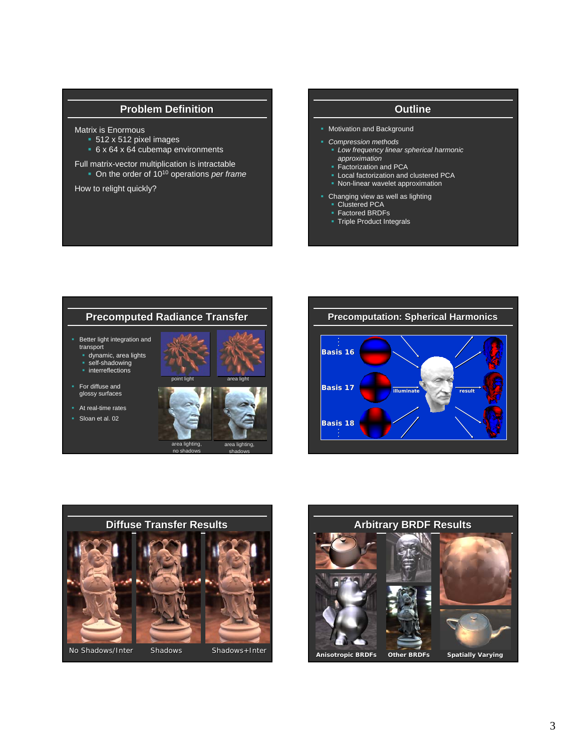## Problem Definition

Matrix is Enormous

- 512 x 512 pixel images
- 6 x 64 x 64 cubemap environments

Full matrix-vector multiplication is intractable

- On the order of $10^{10}$ operations *per frame*

How to relight quickly?

## Outline

- Motivation and Background
- *Compression methods*
  - *Low frequency linear spherical harmonic approximation*
  - Factorization and PCA
  - Local factorization and clustered PCA
  - Non-linear wavelet approximation
- Changing view as well as lighting
  - Clustered PCA
  - Factored BRDFs
  - Triple Product Integrals

## Precomputed Radiance Transfer

- Better light integration and transport
  - dynamic, area lights
  - self-shadowing
  - interreflections
- For diffuse and glossy surfaces
- At real-time rates
- Sloan et al. 02

point light | area light

area lighting, no shadows | area lighting, shadows

## Precomputation: Spherical Harmonics

Basis 16

Basis 17

Basis 18

illuminate

result

## Diffuse Transfer Results

No Shadows/Inter | Shadows | Shadows+Inter

## Arbitrary BRDF Results

Anisotropic BRDFs | Other BRDFs | Spatially Varying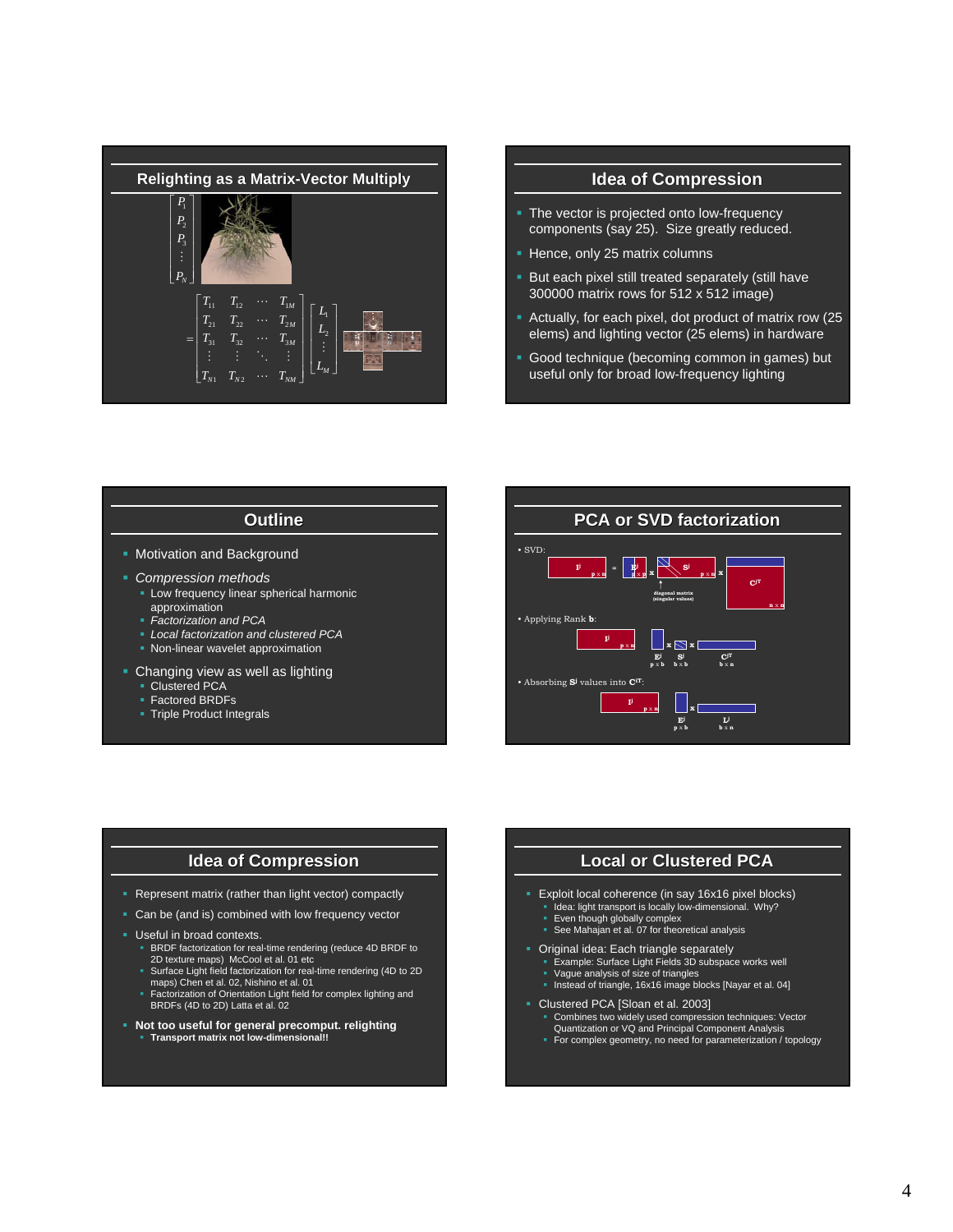## Relighting as a Matrix-Vector Multiply

$$\begin{bmatrix} P_1 \\ P_2 \\ P_3 \\ \vdots \\ P_N \end{bmatrix} = \begin{bmatrix} T_{11} & T_{12} & \cdots & T_{1M} \\ T_{21} & T_{22} & \cdots & T_{2M} \\ T_{31} & T_{32} & \cdots & T_{3M} \\ \vdots & \vdots & \ddots & \vdots \\ T_{N1} & T_{N2} & \cdots & T_{NM} \end{bmatrix} \begin{bmatrix} L_1 \\ L_2 \\ \vdots \\ L_M \end{bmatrix}$$

## Idea of Compression

- The vector is projected onto low-frequency components (say 25). Size greatly reduced.
- Hence, only 25 matrix columns
- But each pixel still treated separately (still have 300000 matrix rows for 512 x 512 image)
- Actually, for each pixel, dot product of matrix row (25 elems) and lighting vector (25 elems) in hardware
- Good technique (becoming common in games) but useful only for broad low-frequency lighting

## Outline

- Motivation and Background
- *Compression methods*
  - Low frequency linear spherical harmonic approximation
  - *Factorization and PCA*
  - *Local factorization and clustered PCA*
  - Non-linear wavelet approximation
- Changing view as well as lighting
  - Clustered PCA
  - Factored BRDFs
  - Triple Product Integrals

## PCA or SVD factorization

- SVD: $I^j$ (p x n) = $E^j$ (p x p) x $S^j$ (p x n; diagonal matrix (singular values)) x $C^{jT}$ (n x n)
- Applying Rank **b**: $I^j$ (p x n) = $E^j$ (p x b) x $S^j$ (b x b) x $C^{jT}$ (b x n)
- Absorbing $S^j$ values into $C^{jT}$: $I^j$ (p x n) = $E^j$ (p x b) x $L^j$ (b x n)

## Idea of Compression

- Represent matrix (rather than light vector) compactly
- Can be (and is) combined with low frequency vector
- Useful in broad contexts.
  - BRDF factorization for real-time rendering (reduce 4D BRDF to 2D texture maps) McCool et al. 01 etc
  - Surface Light field factorization for real-time rendering (4D to 2D maps) Chen et al. 02, Nishino et al. 01
  - Factorization of Orientation Light field for complex lighting and BRDFs (4D to 2D) Latta et al. 02
- **Not too useful for general precomput. relighting**
  - **Transport matrix not low-dimensional!!**

## Local or Clustered PCA

- Exploit local coherence (in say 16x16 pixel blocks)
  - Idea: light transport is locally low-dimensional. Why?
  - Even though globally complex
  - See Mahajan et al. 07 for theoretical analysis
- Original idea: Each triangle separately
  - Example: Surface Light Fields 3D subspace works well
  - Vague analysis of size of triangles
  - Instead of triangle, 16x16 image blocks [Nayar et al. 04]
- Clustered PCA [Sloan et al. 2003]
  - Combines two widely used compression techniques: Vector Quantization or VQ and Principal Component Analysis
  - For complex geometry, no need for parameterization / topology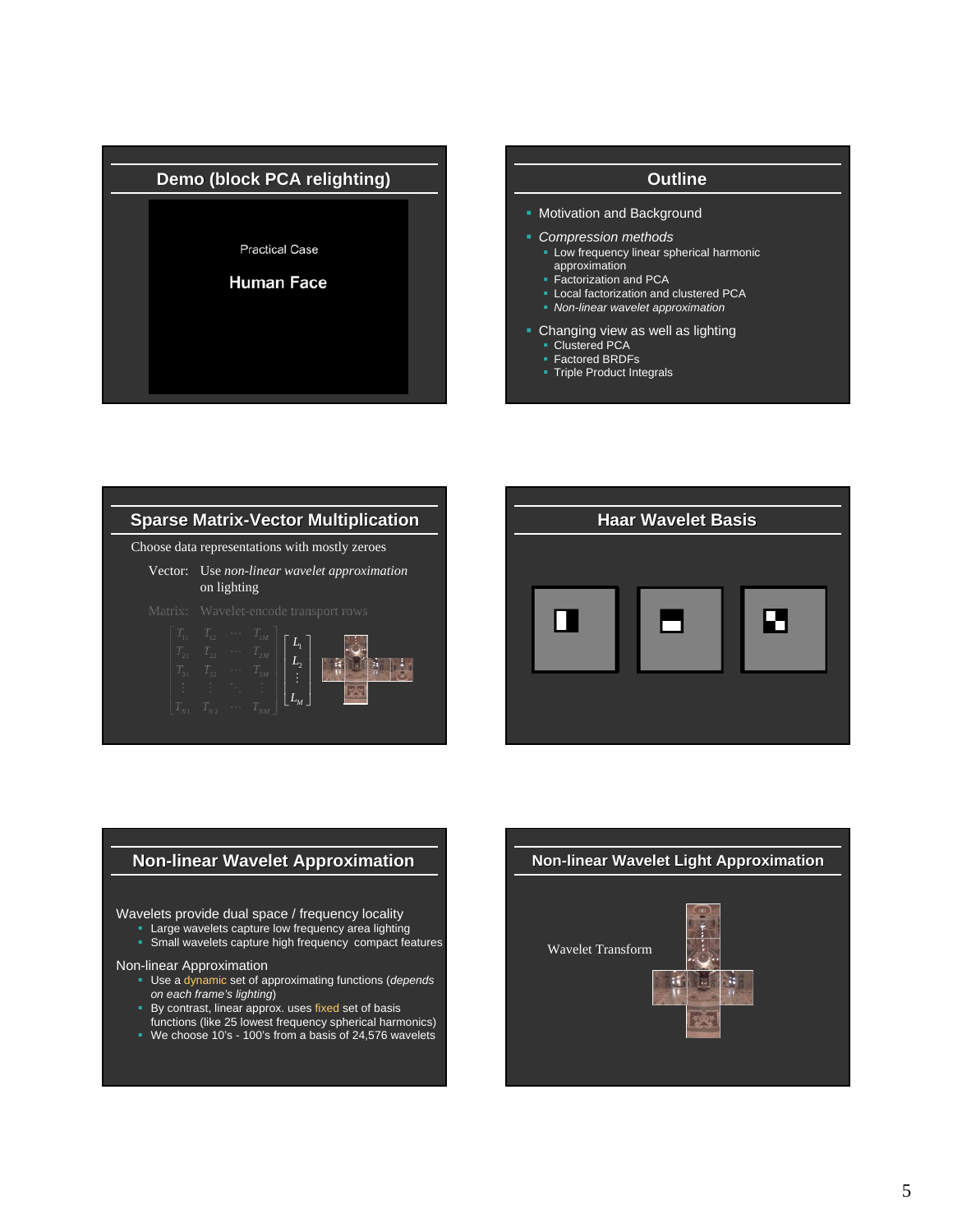## Demo (block PCA relighting)

Practical Case

**Human Face**

## Outline

- Motivation and Background
- *Compression methods*
  - Low frequency linear spherical harmonic approximation
  - Factorization and PCA
  - Local factorization and clustered PCA
  - *Non-linear wavelet approximation*
- Changing view as well as lighting
  - Clustered PCA
  - Factored BRDFs
  - Triple Product Integrals

## Sparse Matrix-Vector Multiplication

Choose data representations with mostly zeroes

Vector: Use *non-linear wavelet approximation* on lighting

Matrix: Wavelet-encode transport rows

$$\begin{bmatrix} T_{11} & T_{12} & \cdots & T_{1M} \\ T_{21} & T_{22} & \cdots & T_{2M} \\ T_{31} & T_{32} & \cdots & T_{3M} \\ \vdots & \vdots & \ddots & \vdots \\ T_{N1} & T_{N2} & \cdots & T_{NM} \end{bmatrix} \begin{bmatrix} L_1 \\ L_2 \\ \vdots \\ L_M \end{bmatrix}$$

## Haar Wavelet Basis

## Non-linear Wavelet Approximation

Wavelets provide dual space / frequency locality
- Large wavelets capture low frequency area lighting
- Small wavelets capture high frequency compact features

Non-linear Approximation
- Use a dynamic set of approximating functions (*depends on each frame's lighting*)
- By contrast, linear approx. uses fixed set of basis functions (like 25 lowest frequency spherical harmonics)
- We choose 10's - 100's from a basis of 24,576 wavelets

## Non-linear Wavelet Light Approximation

Wavelet Transform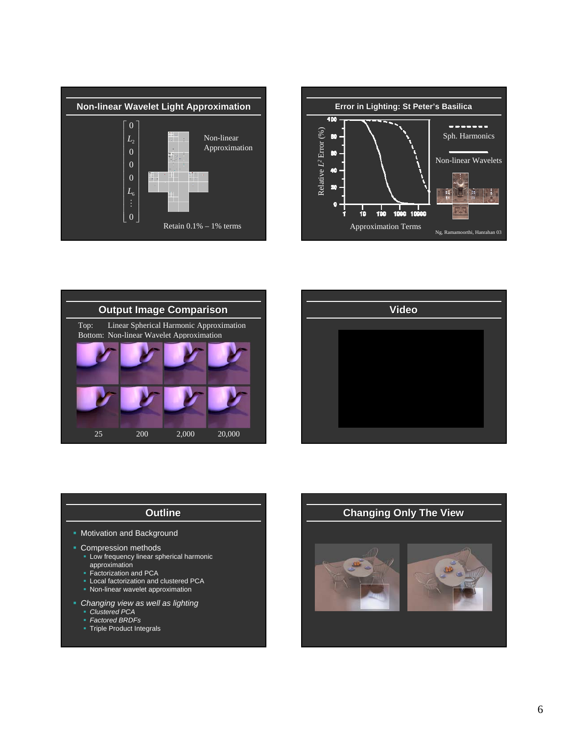## Non-linear Wavelet Light Approximation

$$\begin{bmatrix} 0 \\ L_2 \\ 0 \\ 0 \\ 0 \\ L_6 \\ \vdots \\ 0 \end{bmatrix}$$

Non-linear Approximation

Retain 0.1% – 1% terms

## Error in Lighting: St Peter's Basilica

Relative $L^2$ Error (%)

Approximation Terms

Sph. Harmonics

Non-linear Wavelets

Ng, Ramamoorthi, Hanrahan 03

## Output Image Comparison

Top: Linear Spherical Harmonic Approximation
Bottom: Non-linear Wavelet Approximation

25 200 2,000 20,000

## Video

## Outline

- Motivation and Background
- Compression methods
  - Low frequency linear spherical harmonic approximation
  - Factorization and PCA
  - Local factorization and clustered PCA
  - Non-linear wavelet approximation
- *Changing view as well as lighting*
  - *Clustered PCA*
  - *Factored BRDFs*
  - Triple Product Integrals

## Changing Only The View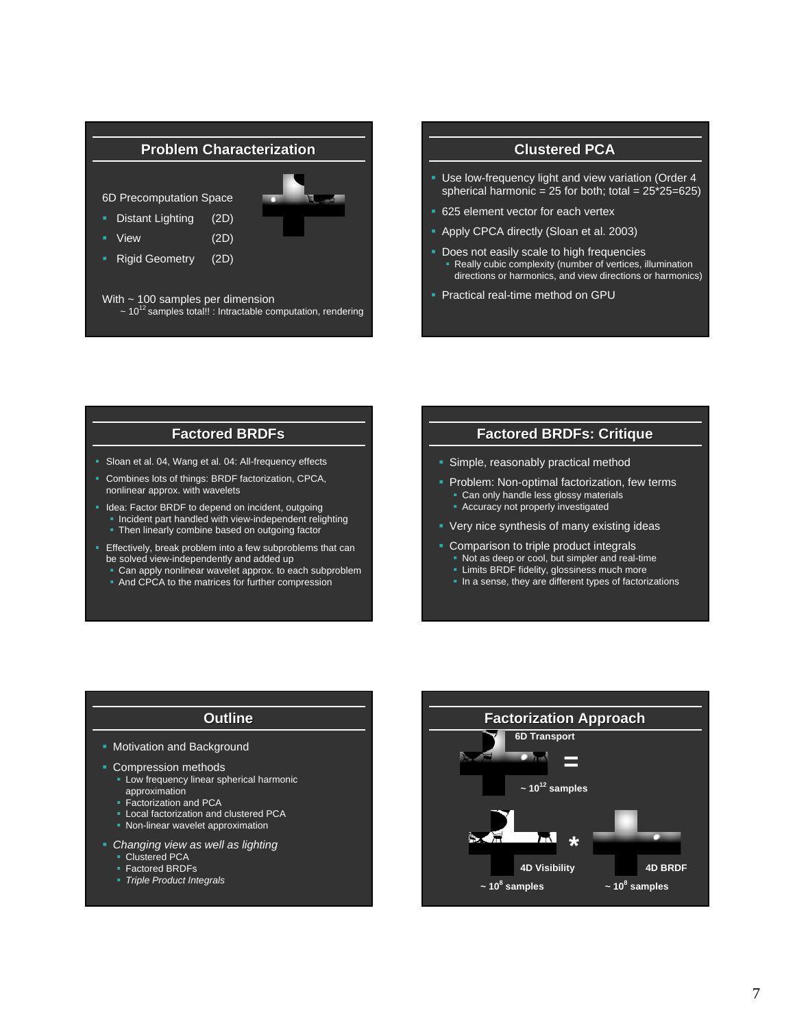## Problem Characterization

6D Precomputation Space

- Distant Lighting (2D)
- View (2D)
- Rigid Geometry (2D)

With ~ 100 samples per dimension

~ $10^{12}$ samples total!! : Intractable computation, rendering

## Clustered PCA

- Use low-frequency light and view variation (Order 4 spherical harmonic = 25 for both; total = 25*25=625)
- 625 element vector for each vertex
- Apply CPCA directly (Sloan et al. 2003)
- Does not easily scale to high frequencies
  - Really cubic complexity (number of vertices, illumination directions or harmonics, and view directions or harmonics)
- Practical real-time method on GPU

## Factored BRDFs

- Sloan et al. 04, Wang et al. 04: All-frequency effects
- Combines lots of things: BRDF factorization, CPCA, nonlinear approx. with wavelets
- Idea: Factor BRDF to depend on incident, outgoing
  - Incident part handled with view-independent relighting
  - Then linearly combine based on outgoing factor
- Effectively, break problem into a few subproblems that can be solved view-independently and added up
  - Can apply nonlinear wavelet approx. to each subproblem
  - And CPCA to the matrices for further compression

## Factored BRDFs: Critique

- Simple, reasonably practical method
- Problem: Non-optimal factorization, few terms
  - Can only handle less glossy materials
  - Accuracy not properly investigated
- Very nice synthesis of many existing ideas
- Comparison to triple product integrals
  - Not as deep or cool, but simpler and real-time
  - Limits BRDF fidelity, glossiness much more
  - In a sense, they are different types of factorizations

## Outline

- Motivation and Background
- Compression methods
  - Low frequency linear spherical harmonic approximation
  - Factorization and PCA
  - Local factorization and clustered PCA
  - Non-linear wavelet approximation
- *Changing view as well as lighting*
  - Clustered PCA
  - Factored BRDFs
  - *Triple Product Integrals*

## Factorization Approach

**6D Transport** = **~ $10^{12}$ samples**

**4D Visibility** (**~ $10^8$ samples**) * **4D BRDF** (**~ $10^8$ samples**)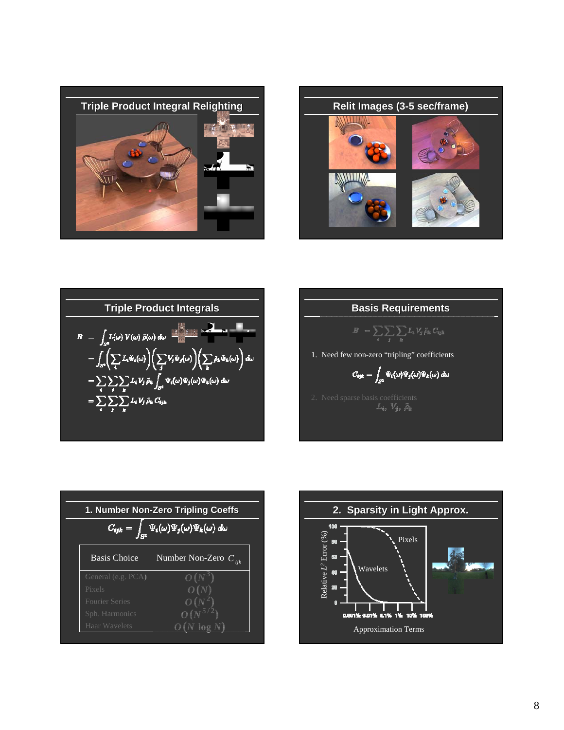## Triple Product Integral Relighting

## Relit Images (3-5 sec/frame)

## Triple Product Integrals

$$B = \int_{S^2} L(\omega)\, V(\omega)\, \tilde{\rho}(\omega)\, d\omega$$

$$= \int_{S^2} \left(\sum_i L_i \Psi_i(\omega)\right)\left(\sum_j V_j \Psi_j(\omega)\right)\left(\sum_k \tilde{\rho}_k \Psi_k(\omega)\right) d\omega$$

$$= \sum_i \sum_j \sum_k L_i V_j \tilde{\rho}_k \int_{S^2} \Psi_i(\omega)\Psi_j(\omega)\Psi_k(\omega)\, d\omega$$

$$= \sum_i \sum_j \sum_k L_i V_j \tilde{\rho}_k C_{ijk}$$

## Basis Requirements

$$B = \sum_i \sum_j \sum_k L_i V_j \tilde{\rho}_k C_{ijk}$$

1. Need few non-zero "tripling" coefficients

$$C_{ijk} = \int_{S^2} \Psi_i(\omega)\Psi_j(\omega)\Psi_k(\omega)\, d\omega$$

2. Need sparse basis coefficients

$$L_i, \; V_j, \; \tilde{\rho}_k$$

## 1. Number Non-Zero Tripling Coeffs

$$C_{ijk} = \int_{S^2} \Psi_i(\omega)\Psi_j(\omega)\Psi_k(\omega)\, d\omega$$

| Basis Choice | Number Non-Zero $C_{ijk}$ |
|---|---|
| General (e.g. PCA) | $O(N^3)$ |
| Pixels | $O(N)$ |
| Fourier Series | $O(N^2)$ |
| Sph. Harmonics | $O(N^{5/2})$ |
| Haar Wavelets | $O(N \log N)$ |

## 2. Sparsity in Light Approx.

Relative $L^2$ Error (%) vs. Approximation Terms (0.001%, 0.01%, 0.1%, 1%, 10%, 100%): curves for Pixels and Wavelets.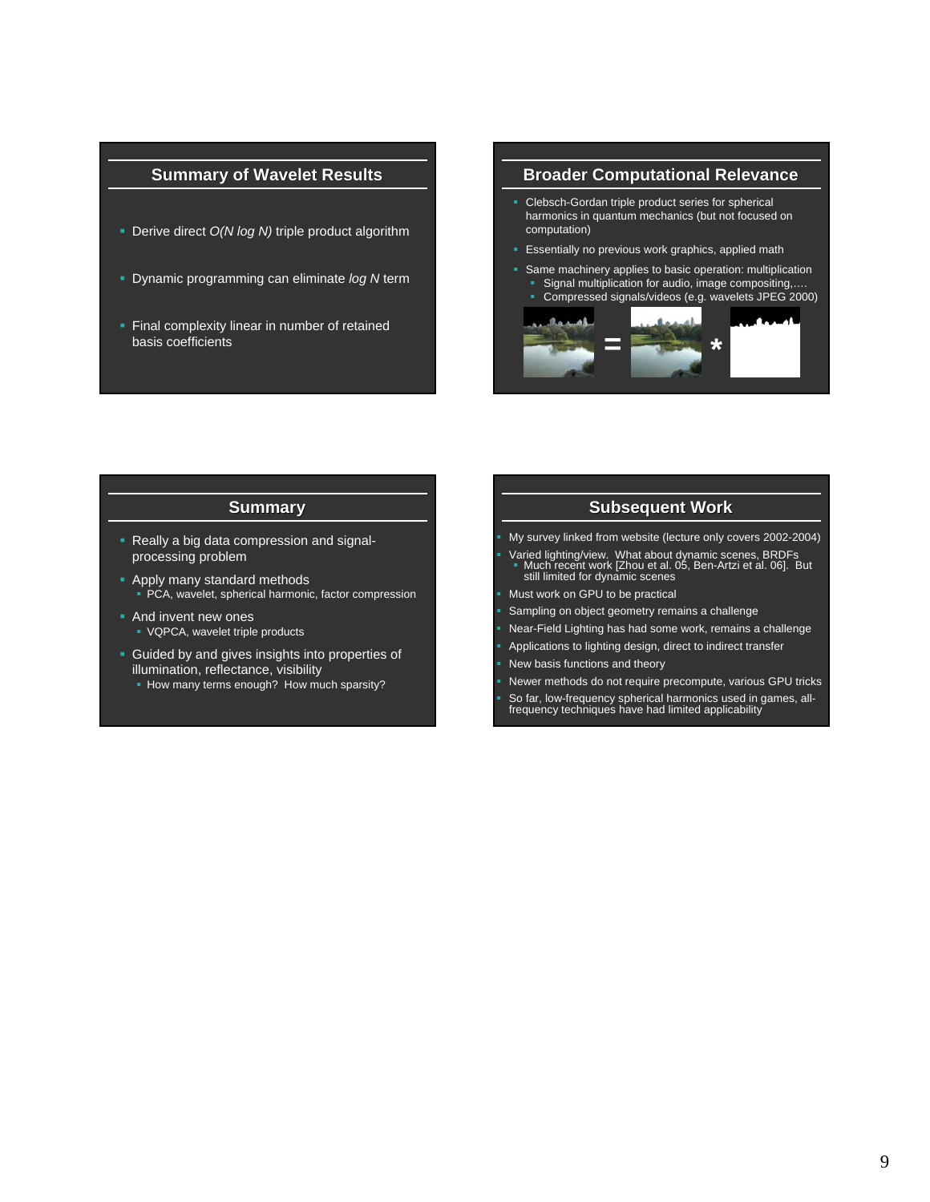## Summary of Wavelet Results

- Derive direct *O(N log N)* triple product algorithm
- Dynamic programming can eliminate *log N* term
- Final complexity linear in number of retained basis coefficients

## Broader Computational Relevance

- Clebsch-Gordan triple product series for spherical harmonics in quantum mechanics (but not focused on computation)
- Essentially no previous work graphics, applied math
- Same machinery applies to basic operation: multiplication
  - Signal multiplication for audio, image compositing,….
  - Compressed signals/videos (e.g. wavelets JPEG 2000)

= *

## Summary

- Really a big data compression and signal-processing problem
- Apply many standard methods
  - PCA, wavelet, spherical harmonic, factor compression
- And invent new ones
  - VQPCA, wavelet triple products
- Guided by and gives insights into properties of illumination, reflectance, visibility
  - How many terms enough? How much sparsity?

## Subsequent Work

- My survey linked from website (lecture only covers 2002-2004)
- Varied lighting/view. What about dynamic scenes, BRDFs
  - Much recent work [Zhou et al. 05, Ben-Artzi et al. 06]. But still limited for dynamic scenes
- Must work on GPU to be practical
- Sampling on object geometry remains a challenge
- Near-Field Lighting has had some work, remains a challenge
- Applications to lighting design, direct to indirect transfer
- New basis functions and theory
- Newer methods do not require precompute, various GPU tricks
- So far, low-frequency spherical harmonics used in games, all-frequency techniques have had limited applicability